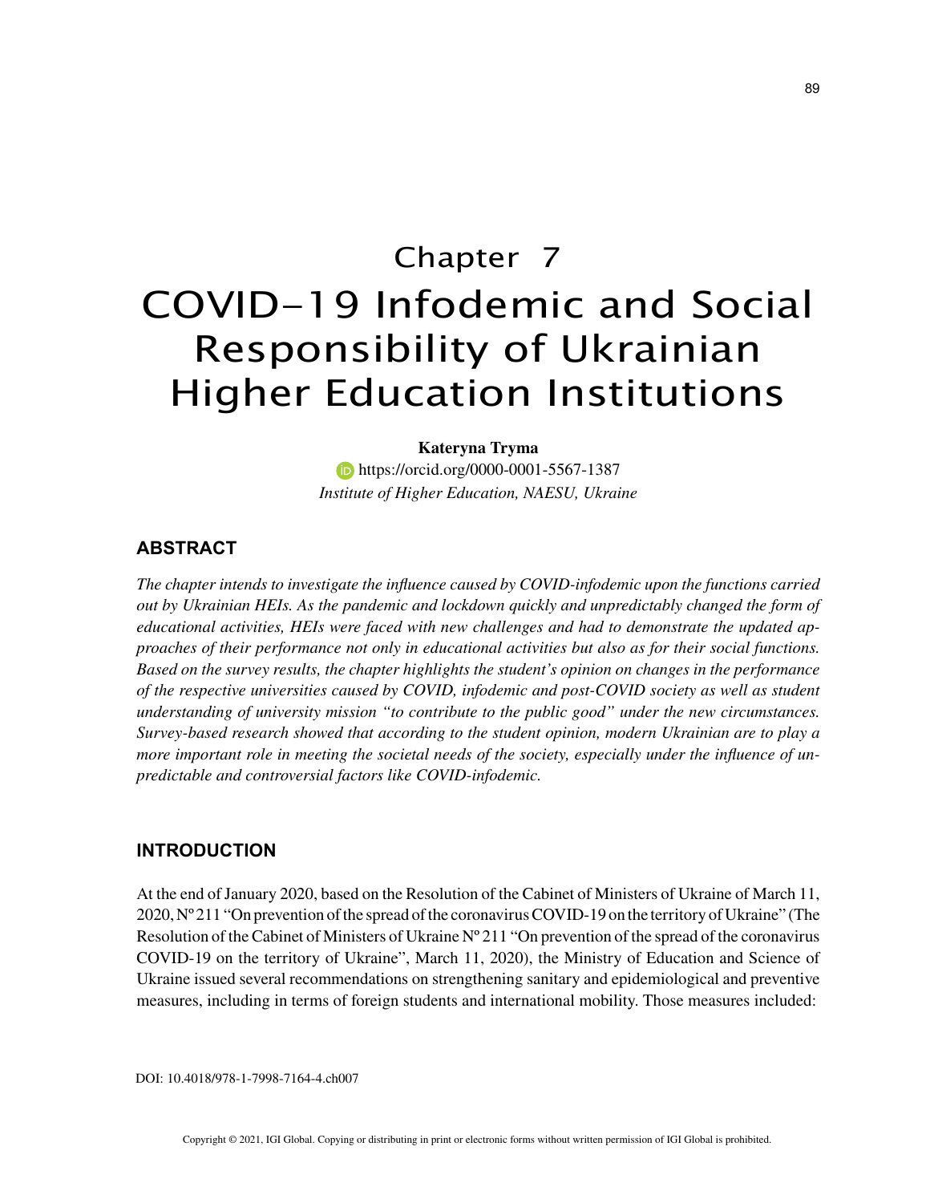# Chapter 7
# COVID-19 Infodemic and Social Responsibility of Ukrainian Higher Education Institutions

**Kateryna Tryma**
https://orcid.org/0000-0001-5567-1387
*Institute of Higher Education, NAESU, Ukraine*

## ABSTRACT

*The chapter intends to investigate the influence caused by COVID-infodemic upon the functions carried out by Ukrainian HEIs. As the pandemic and lockdown quickly and unpredictably changed the form of educational activities, HEIs were faced with new challenges and had to demonstrate the updated approaches of their performance not only in educational activities but also as for their social functions. Based on the survey results, the chapter highlights the student's opinion on changes in the performance of the respective universities caused by COVID, infodemic and post-COVID society as well as student understanding of university mission "to contribute to the public good" under the new circumstances. Survey-based research showed that according to the student opinion, modern Ukrainian are to play a more important role in meeting the societal needs of the society, especially under the influence of unpredictable and controversial factors like COVID-infodemic.*

## INTRODUCTION

At the end of January 2020, based on the Resolution of the Cabinet of Ministers of Ukraine of March 11, 2020, Nº 211 "On prevention of the spread of the coronavirus COVID-19 on the territory of Ukraine" (The Resolution of the Cabinet of Ministers of Ukraine Nº 211 "On prevention of the spread of the coronavirus COVID-19 on the territory of Ukraine", March 11, 2020), the Ministry of Education and Science of Ukraine issued several recommendations on strengthening sanitary and epidemiological and preventive measures, including in terms of foreign students and international mobility. Those measures included:

DOI: 10.4018/978-1-7998-7164-4.ch007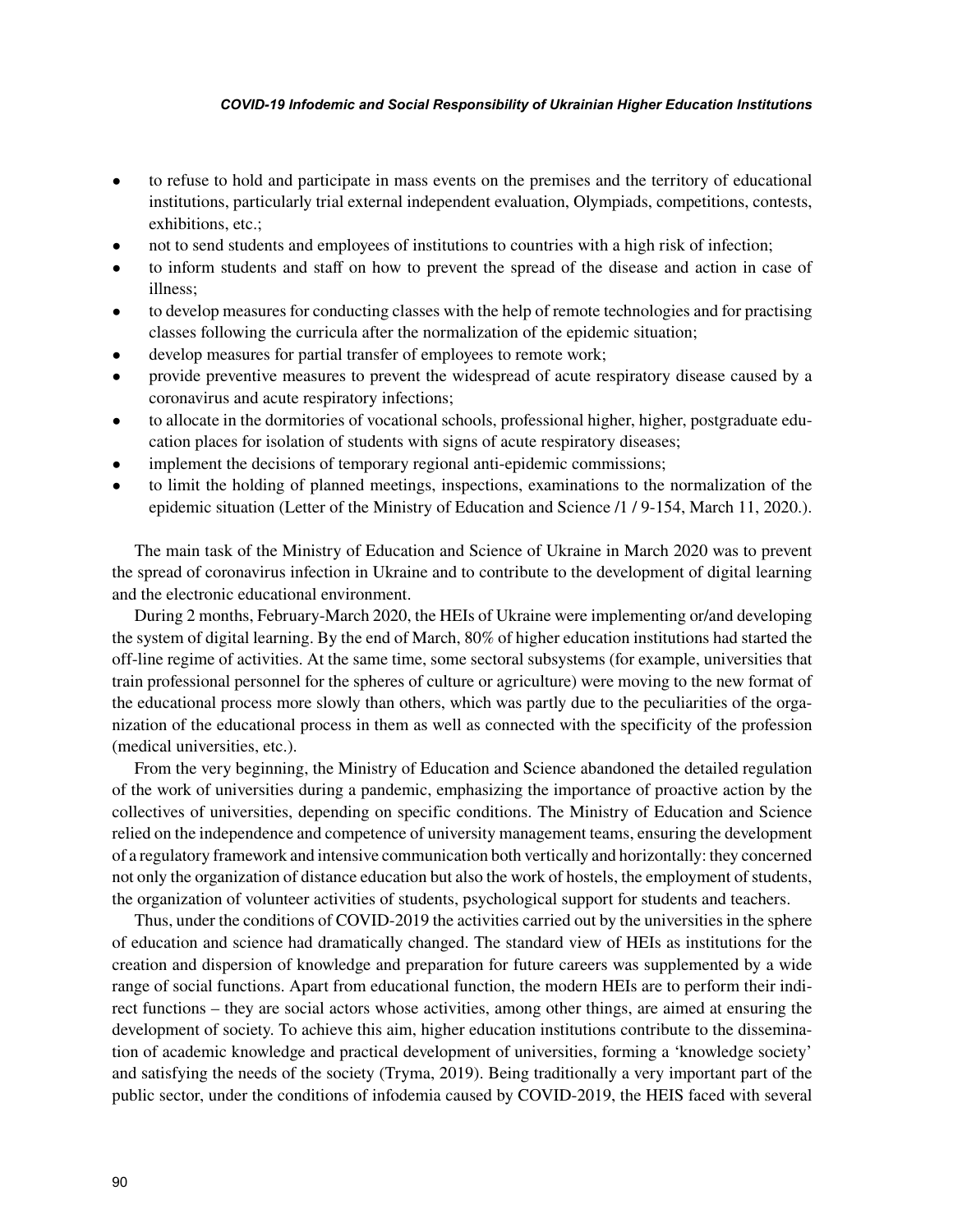- to refuse to hold and participate in mass events on the premises and the territory of educational institutions, particularly trial external independent evaluation, Olympiads, competitions, contests, exhibitions, etc.;
- not to send students and employees of institutions to countries with a high risk of infection;
- to inform students and staff on how to prevent the spread of the disease and action in case of illness;
- to develop measures for conducting classes with the help of remote technologies and for practising classes following the curricula after the normalization of the epidemic situation;
- develop measures for partial transfer of employees to remote work;
- provide preventive measures to prevent the widespread of acute respiratory disease caused by a coronavirus and acute respiratory infections;
- to allocate in the dormitories of vocational schools, professional higher, higher, postgraduate education places for isolation of students with signs of acute respiratory diseases;
- implement the decisions of temporary regional anti-epidemic commissions;
- to limit the holding of planned meetings, inspections, examinations to the normalization of the epidemic situation (Letter of the Ministry of Education and Science /1 / 9-154, March 11, 2020.).

The main task of the Ministry of Education and Science of Ukraine in March 2020 was to prevent the spread of coronavirus infection in Ukraine and to contribute to the development of digital learning and the electronic educational environment.

During 2 months, February-March 2020, the HEIs of Ukraine were implementing or/and developing the system of digital learning. By the end of March, 80% of higher education institutions had started the off-line regime of activities. At the same time, some sectoral subsystems (for example, universities that train professional personnel for the spheres of culture or agriculture) were moving to the new format of the educational process more slowly than others, which was partly due to the peculiarities of the organization of the educational process in them as well as connected with the specificity of the profession (medical universities, etc.).

From the very beginning, the Ministry of Education and Science abandoned the detailed regulation of the work of universities during a pandemic, emphasizing the importance of proactive action by the collectives of universities, depending on specific conditions. The Ministry of Education and Science relied on the independence and competence of university management teams, ensuring the development of a regulatory framework and intensive communication both vertically and horizontally: they concerned not only the organization of distance education but also the work of hostels, the employment of students, the organization of volunteer activities of students, psychological support for students and teachers.

Thus, under the conditions of COVID-2019 the activities carried out by the universities in the sphere of education and science had dramatically changed. The standard view of HEIs as institutions for the creation and dispersion of knowledge and preparation for future careers was supplemented by a wide range of social functions. Apart from educational function, the modern HEIs are to perform their indirect functions – they are social actors whose activities, among other things, are aimed at ensuring the development of society. To achieve this aim, higher education institutions contribute to the dissemination of academic knowledge and practical development of universities, forming a 'knowledge society' and satisfying the needs of the society (Tryma, 2019). Being traditionally a very important part of the public sector, under the conditions of infodemia caused by COVID-2019, the HEIS faced with several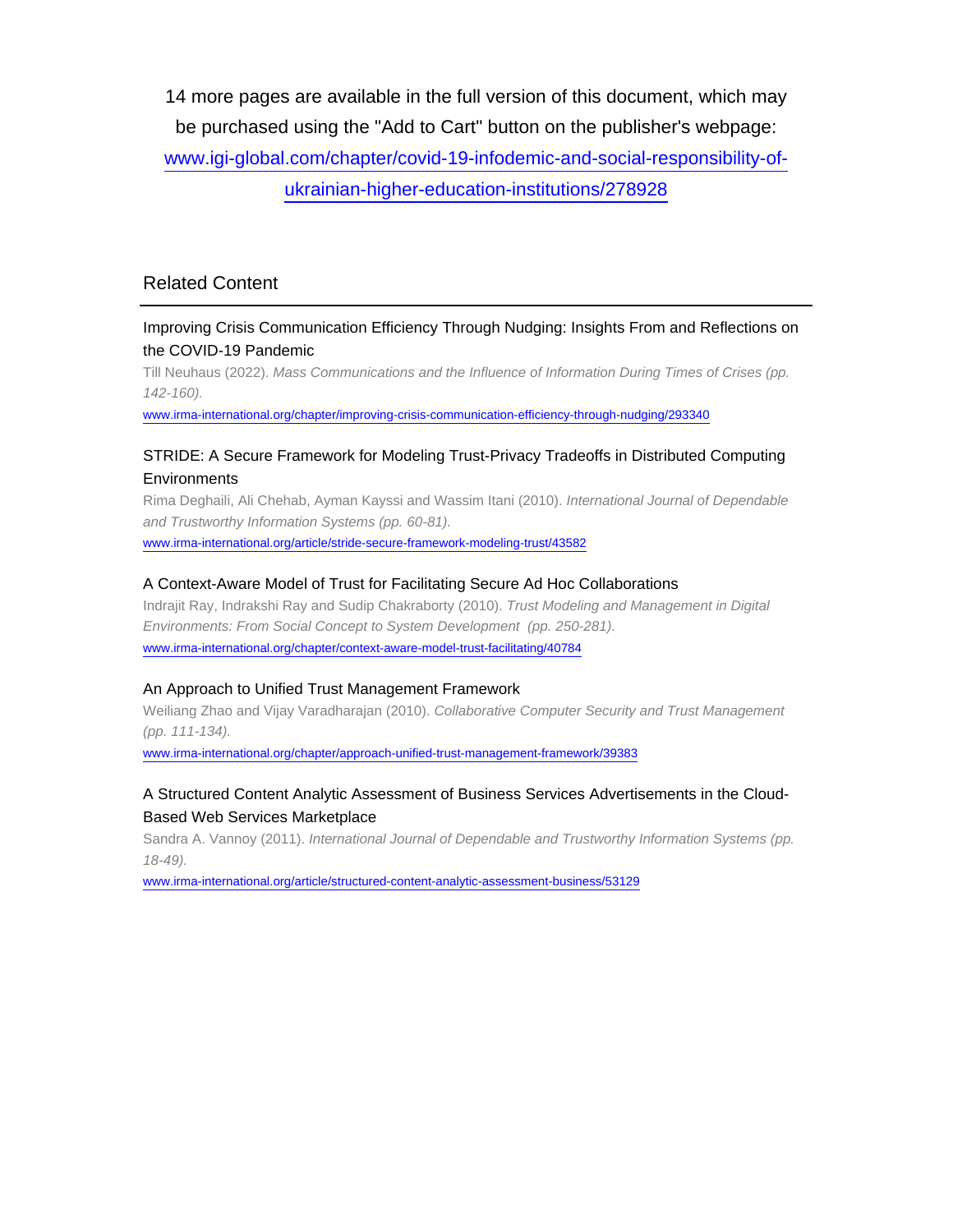14 more pages are available in the full version of this document, which may be purchased using the "Add to Cart" button on the publisher's webpage: [www.igi-global.com/chapter/covid-19-infodemic-and-social-responsibility-of-ukrainian-higher-education-institutions/278928](www.igi-global.com/chapter/covid-19-infodemic-and-social-responsibility-of-ukrainian-higher-education-institutions/278928)

## Related Content

**Improving Crisis Communication Efficiency Through Nudging: Insights From and Reflections on the COVID-19 Pandemic**

Till Neuhaus (2022). *Mass Communications and the Influence of Information During Times of Crises (pp. 142-160).*

[www.irma-international.org/chapter/improving-crisis-communication-efficiency-through-nudging/293340](www.irma-international.org/chapter/improving-crisis-communication-efficiency-through-nudging/293340)

**STRIDE: A Secure Framework for Modeling Trust-Privacy Tradeoffs in Distributed Computing Environments**

Rima Deghaili, Ali Chehab, Ayman Kayssi and Wassim Itani (2010). *International Journal of Dependable and Trustworthy Information Systems (pp. 60-81).*

[www.irma-international.org/article/stride-secure-framework-modeling-trust/43582](www.irma-international.org/article/stride-secure-framework-modeling-trust/43582)

**A Context-Aware Model of Trust for Facilitating Secure Ad Hoc Collaborations**

Indrajit Ray, Indrakshi Ray and Sudip Chakraborty (2010). *Trust Modeling and Management in Digital Environments: From Social Concept to System Development (pp. 250-281).*

[www.irma-international.org/chapter/context-aware-model-trust-facilitating/40784](www.irma-international.org/chapter/context-aware-model-trust-facilitating/40784)

**An Approach to Unified Trust Management Framework**

Weiliang Zhao and Vijay Varadharajan (2010). *Collaborative Computer Security and Trust Management (pp. 111-134).*

[www.irma-international.org/chapter/approach-unified-trust-management-framework/39383](www.irma-international.org/chapter/approach-unified-trust-management-framework/39383)

**A Structured Content Analytic Assessment of Business Services Advertisements in the Cloud-Based Web Services Marketplace**

Sandra A. Vannoy (2011). *International Journal of Dependable and Trustworthy Information Systems (pp. 18-49).*

[www.irma-international.org/article/structured-content-analytic-assessment-business/53129](www.irma-international.org/article/structured-content-analytic-assessment-business/53129)